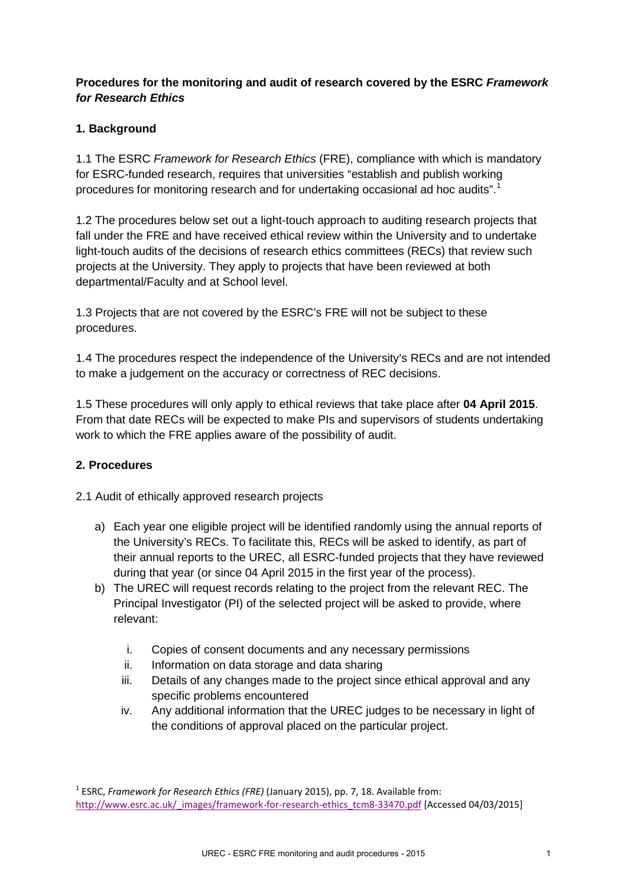**Procedures for the monitoring and audit of research covered by the ESRC *Framework for Research Ethics***

**1. Background**

1.1 The ESRC *Framework for Research Ethics* (FRE), compliance with which is mandatory for ESRC-funded research, requires that universities "establish and publish working procedures for monitoring research and for undertaking occasional ad hoc audits".[1]

1.2 The procedures below set out a light-touch approach to auditing research projects that fall under the FRE and have received ethical review within the University and to undertake light-touch audits of the decisions of research ethics committees (RECs) that review such projects at the University. They apply to projects that have been reviewed at both departmental/Faculty and at School level.

1.3 Projects that are not covered by the ESRC's FRE will not be subject to these procedures.

1.4 The procedures respect the independence of the University's RECs and are not intended to make a judgement on the accuracy or correctness of REC decisions.

1.5 These procedures will only apply to ethical reviews that take place after **04 April 2015**. From that date RECs will be expected to make PIs and supervisors of students undertaking work to which the FRE applies aware of the possibility of audit.

**2. Procedures**

2.1 Audit of ethically approved research projects

a) Each year one eligible project will be identified randomly using the annual reports of the University's RECs. To facilitate this, RECs will be asked to identify, as part of their annual reports to the UREC, all ESRC-funded projects that they have reviewed during that year (or since 04 April 2015 in the first year of the process).
b) The UREC will request records relating to the project from the relevant REC. The Principal Investigator (PI) of the selected project will be asked to provide, where relevant:
    i. Copies of consent documents and any necessary permissions
    ii. Information on data storage and data sharing
    iii. Details of any changes made to the project since ethical approval and any specific problems encountered
    iv. Any additional information that the UREC judges to be necessary in light of the conditions of approval placed on the particular project.

[1] ESRC, *Framework for Research Ethics (FRE)* (January 2015), pp. 7, 18. Available from: http://www.esrc.ac.uk/_images/framework-for-research-ethics_tcm8-33470.pdf [Accessed 04/03/2015]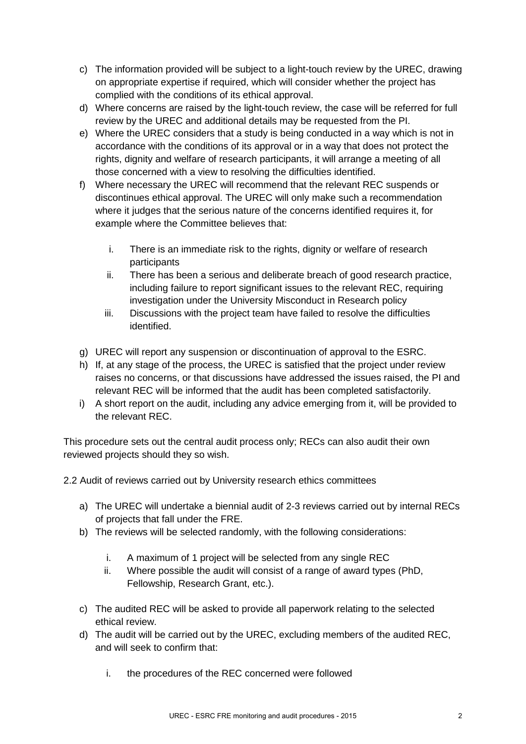c) The information provided will be subject to a light-touch review by the UREC, drawing on appropriate expertise if required, which will consider whether the project has complied with the conditions of its ethical approval.

d) Where concerns are raised by the light-touch review, the case will be referred for full review by the UREC and additional details may be requested from the PI.

e) Where the UREC considers that a study is being conducted in a way which is not in accordance with the conditions of its approval or in a way that does not protect the rights, dignity and welfare of research participants, it will arrange a meeting of all those concerned with a view to resolving the difficulties identified.

f) Where necessary the UREC will recommend that the relevant REC suspends or discontinues ethical approval. The UREC will only make such a recommendation where it judges that the serious nature of the concerns identified requires it, for example where the Committee believes that:

   i. There is an immediate risk to the rights, dignity or welfare of research participants
   
   ii. There has been a serious and deliberate breach of good research practice, including failure to report significant issues to the relevant REC, requiring investigation under the University Misconduct in Research policy
   
   iii. Discussions with the project team have failed to resolve the difficulties identified.

g) UREC will report any suspension or discontinuation of approval to the ESRC.

h) If, at any stage of the process, the UREC is satisfied that the project under review raises no concerns, or that discussions have addressed the issues raised, the PI and relevant REC will be informed that the audit has been completed satisfactorily.

i) A short report on the audit, including any advice emerging from it, will be provided to the relevant REC.

This procedure sets out the central audit process only; RECs can also audit their own reviewed projects should they so wish.

2.2 Audit of reviews carried out by University research ethics committees

a) The UREC will undertake a biennial audit of 2-3 reviews carried out by internal RECs of projects that fall under the FRE.

b) The reviews will be selected randomly, with the following considerations:

   i. A maximum of 1 project will be selected from any single REC
   
   ii. Where possible the audit will consist of a range of award types (PhD, Fellowship, Research Grant, etc.).

c) The audited REC will be asked to provide all paperwork relating to the selected ethical review.

d) The audit will be carried out by the UREC, excluding members of the audited REC, and will seek to confirm that:

   i. the procedures of the REC concerned were followed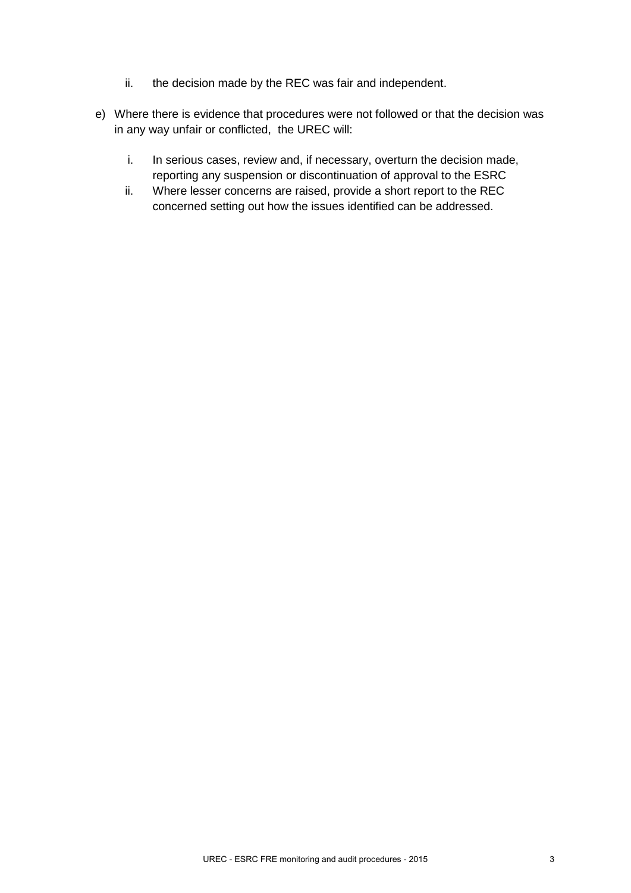ii. the decision made by the REC was fair and independent.

e) Where there is evidence that procedures were not followed or that the decision was in any way unfair or conflicted, the UREC will:

   i. In serious cases, review and, if necessary, overturn the decision made, reporting any suspension or discontinuation of approval to the ESRC
   ii. Where lesser concerns are raised, provide a short report to the REC concerned setting out how the issues identified can be addressed.